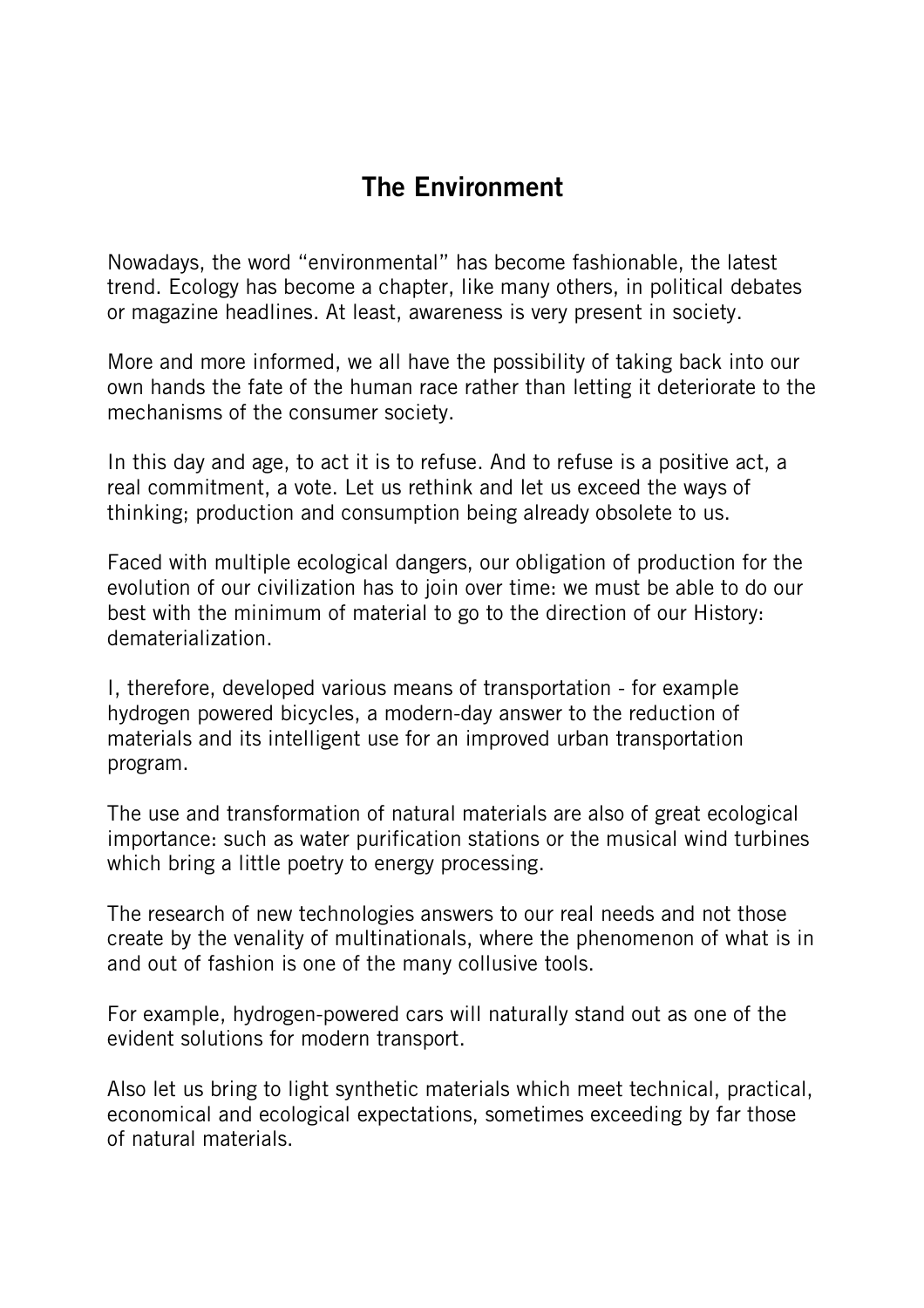# The Environment

Nowadays, the word “environmental” has become fashionable, the latest trend. Ecology has become a chapter, like many others, in political debates or magazine headlines. At least, awareness is very present in society.

More and more informed, we all have the possibility of taking back into our own hands the fate of the human race rather than letting it deteriorate to the mechanisms of the consumer society.

In this day and age, to act it is to refuse. And to refuse is a positive act, a real commitment, a vote. Let us rethink and let us exceed the ways of thinking; production and consumption being already obsolete to us.

Faced with multiple ecological dangers, our obligation of production for the evolution of our civilization has to join over time: we must be able to do our best with the minimum of material to go to the direction of our History: dematerialization.

I, therefore, developed various means of transportation - for example hydrogen powered bicycles, a modern-day answer to the reduction of materials and its intelligent use for an improved urban transportation program.

The use and transformation of natural materials are also of great ecological importance: such as water purification stations or the musical wind turbines which bring a little poetry to energy processing.

The research of new technologies answers to our real needs and not those create by the venality of multinationals, where the phenomenon of what is in and out of fashion is one of the many collusive tools.

For example, hydrogen-powered cars will naturally stand out as one of the evident solutions for modern transport.

Also let us bring to light synthetic materials which meet technical, practical, economical and ecological expectations, sometimes exceeding by far those of natural materials.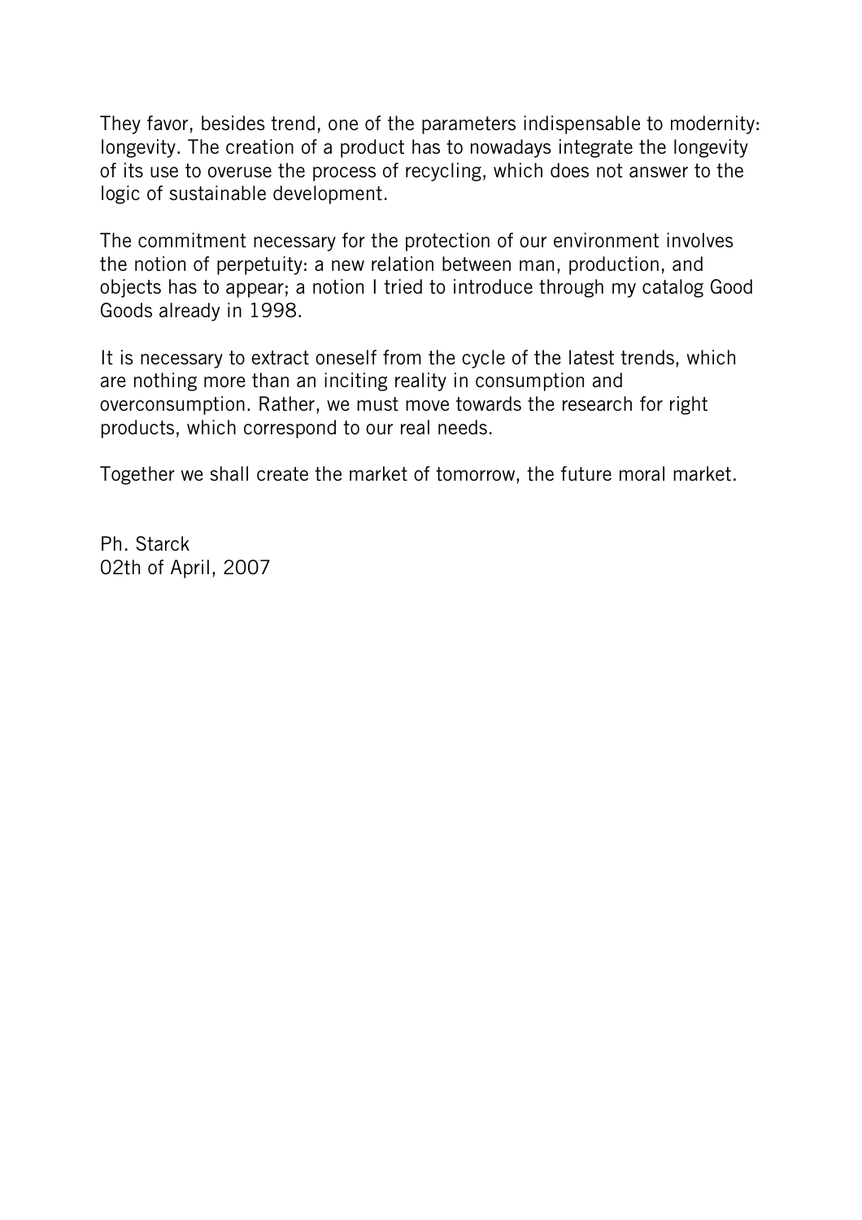They favor, besides trend, one of the parameters indispensable to modernity: longevity. The creation of a product has to nowadays integrate the longevity of its use to overuse the process of recycling, which does not answer to the logic of sustainable development.

The commitment necessary for the protection of our environment involves the notion of perpetuity: a new relation between man, production, and objects has to appear; a notion I tried to introduce through my catalog Good Goods already in 1998.

It is necessary to extract oneself from the cycle of the latest trends, which are nothing more than an inciting reality in consumption and overconsumption. Rather, we must move towards the research for right products, which correspond to our real needs.

Together we shall create the market of tomorrow, the future moral market.

Ph. Starck
02th of April, 2007